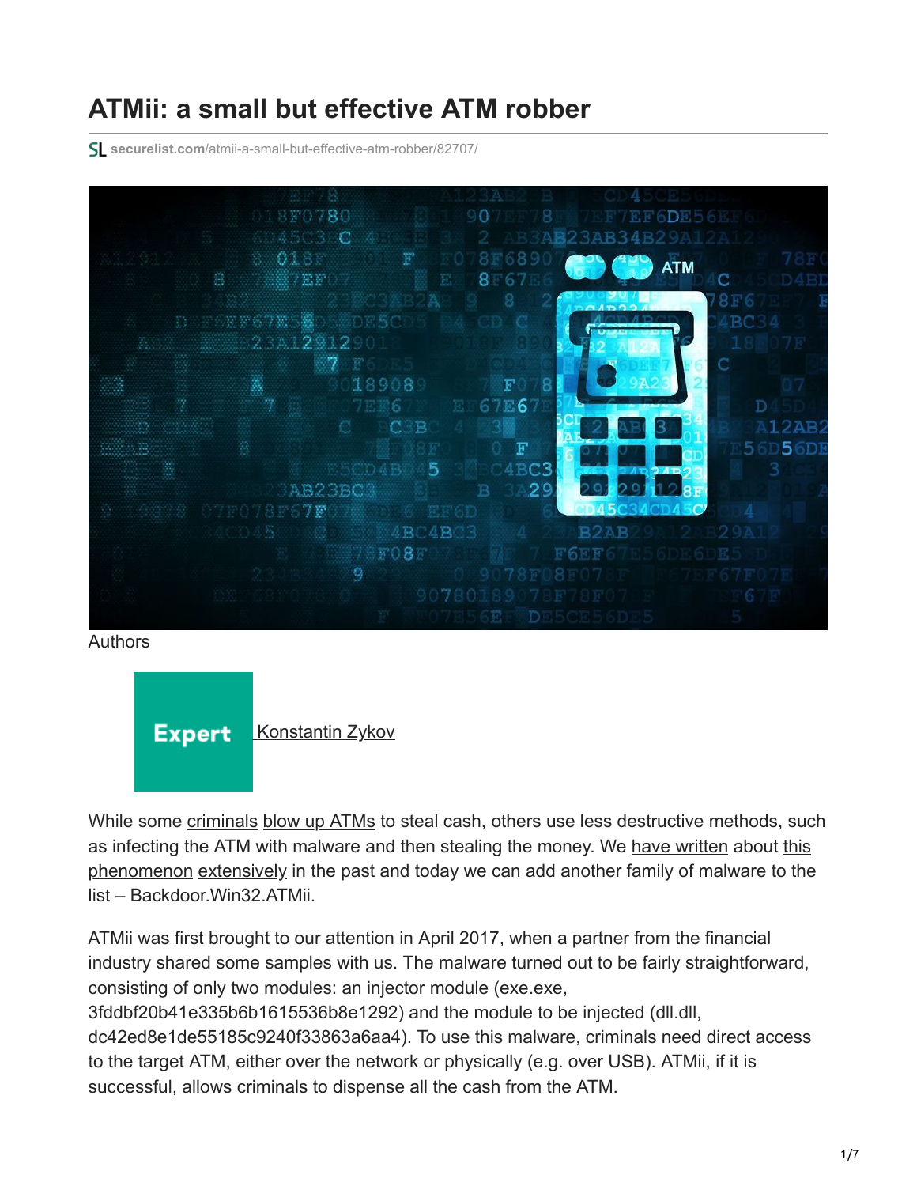# ATMii: a small but effective ATM robber

securelist.com/atmii-a-small-but-effective-atm-robber/82707/

Authors

Expert Konstantin Zykov

While some criminals blow up ATMs to steal cash, others use less destructive methods, such as infecting the ATM with malware and then stealing the money. We have written about this phenomenon extensively in the past and today we can add another family of malware to the list – Backdoor.Win32.ATMii.

ATMii was first brought to our attention in April 2017, when a partner from the financial industry shared some samples with us. The malware turned out to be fairly straightforward, consisting of only two modules: an injector module (exe.exe, 3fddbf20b41e335b6b1615536b8e1292) and the module to be injected (dll.dll, dc42ed8e1de55185c9240f33863a6aa4). To use this malware, criminals need direct access to the target ATM, either over the network or physically (e.g. over USB). ATMii, if it is successful, allows criminals to dispense all the cash from the ATM.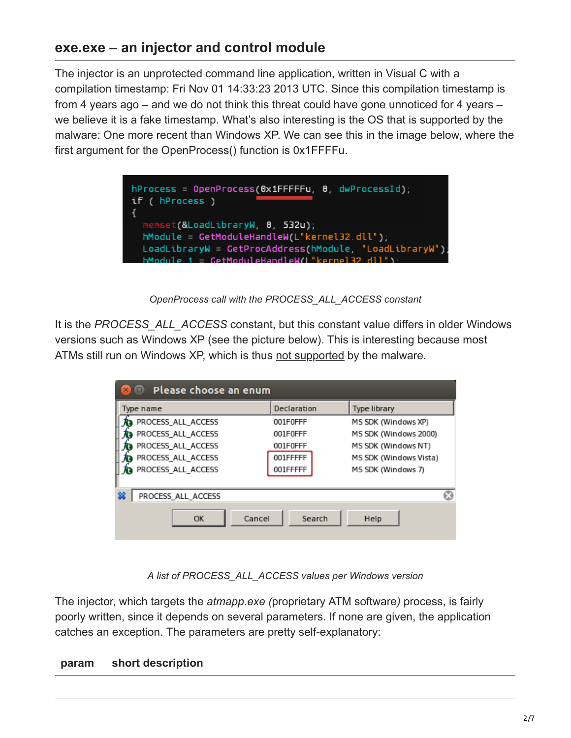## exe.exe – an injector and control module

The injector is an unprotected command line application, written in Visual C with a compilation timestamp: Fri Nov 01 14:33:23 2013 UTC. Since this compilation timestamp is from 4 years ago – and we do not think this threat could have gone unnoticed for 4 years – we believe it is a fake timestamp. What's also interesting is the OS that is supported by the malware: One more recent than Windows XP. We can see this in the image below, where the first argument for the OpenProcess() function is 0x1FFFFu.

```
hProcess = OpenProcess(0x1FFFFFu, 0, dwProcessId);
if ( hProcess )
{
  memset(&LoadLibraryW, 0, 532u);
  hModule = GetModuleHandleW(L"kernel32.dll");
  LoadLibraryW = GetProcAddress(hModule, "LoadLibraryW");
  hModule_1 = GetModuleHandleW(L"kernel32.dll");
```

*OpenProcess call with the PROCESS_ALL_ACCESS constant*

It is the *PROCESS_ALL_ACCESS* constant, but this constant value differs in older Windows versions such as Windows XP (see the picture below). This is interesting because most ATMs still run on Windows XP, which is thus not supported by the malware.

| Type name | Declaration | Type library |
| --- | --- | --- |
| PROCESS_ALL_ACCESS | 001F0FFF | MS SDK (Windows XP) |
| PROCESS_ALL_ACCESS | 001F0FFF | MS SDK (Windows 2000) |
| PROCESS_ALL_ACCESS | 001F0FFF | MS SDK (Windows NT) |
| PROCESS_ALL_ACCESS | 001FFFFF | MS SDK (Windows Vista) |
| PROCESS_ALL_ACCESS | 001FFFFF | MS SDK (Windows 7) |

*A list of PROCESS_ALL_ACCESS values per Windows version*

The injector, which targets the *atmapp.exe (*proprietary ATM software*)* process, is fairly poorly written, since it depends on several parameters. If none are given, the application catches an exception. The parameters are pretty self-explanatory:

| param | short description |
| --- | --- |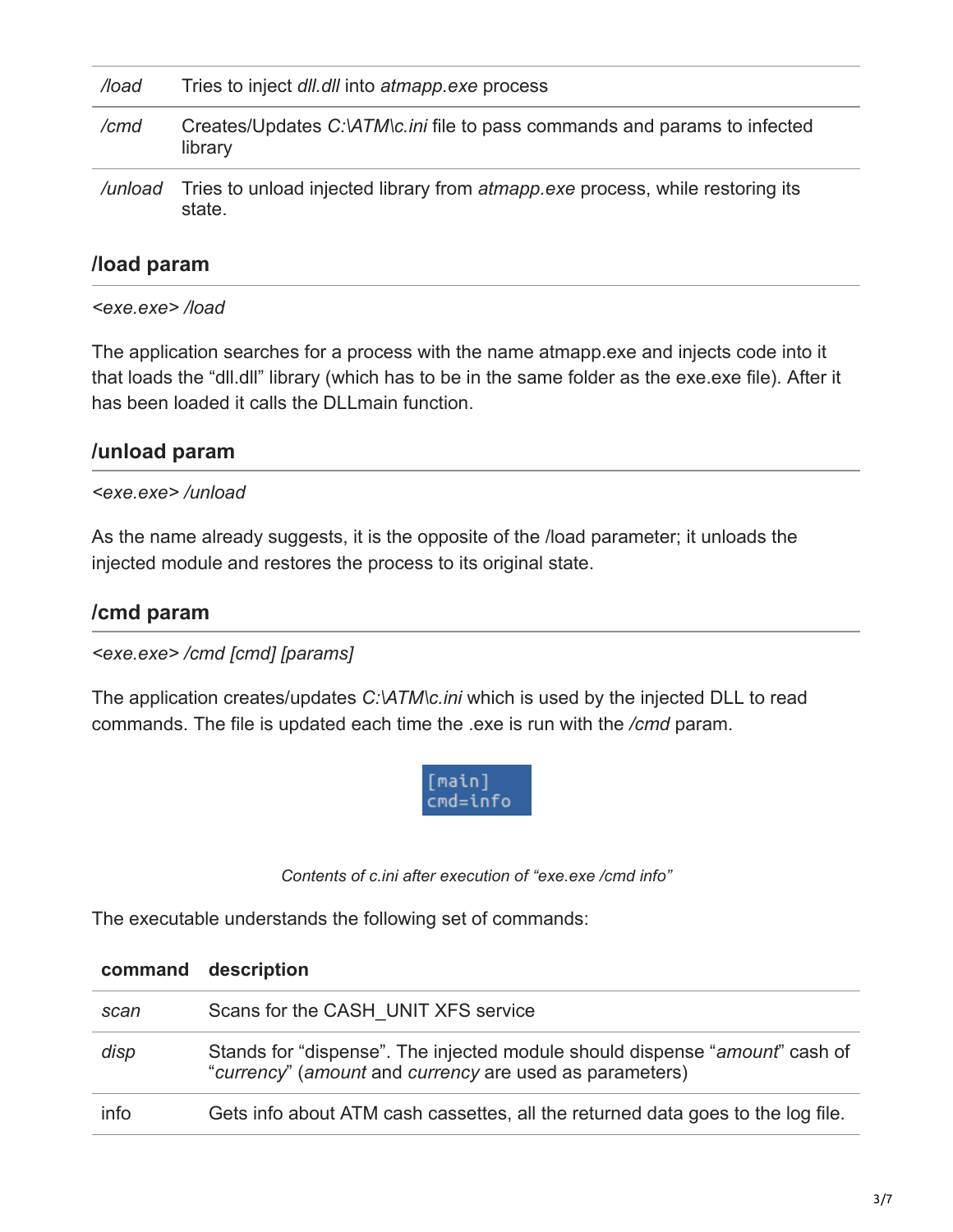| | |
|---|---|
| */load* | Tries to inject *dll.dll* into *atmapp.exe* process |
| */cmd* | Creates/Updates *C:\ATM\c.ini* file to pass commands and params to infected library |
| */unload* | Tries to unload injected library from *atmapp.exe* process, while restoring its state. |

### /load param

*<exe.exe> /load*

The application searches for a process with the name atmapp.exe and injects code into it that loads the "dll.dll" library (which has to be in the same folder as the exe.exe file). After it has been loaded it calls the DLLmain function.

### /unload param

*<exe.exe> /unload*

As the name already suggests, it is the opposite of the /load parameter; it unloads the injected module and restores the process to its original state.

### /cmd param

*<exe.exe> /cmd [cmd] [params]*

The application creates/updates *C:\ATM\c.ini* which is used by the injected DLL to read commands. The file is updated each time the .exe is run with the */cmd* param.

```
[main]
cmd=info
```

*Contents of c.ini after execution of "exe.exe /cmd info"*

The executable understands the following set of commands:

| command | description |
|---|---|
| *scan* | Scans for the CASH_UNIT XFS service |
| *disp* | Stands for "dispense". The injected module should dispense "*amount*" cash of "*currency*" (*amount* and *currency* are used as parameters) |
| info | Gets info about ATM cash cassettes, all the returned data goes to the log file. |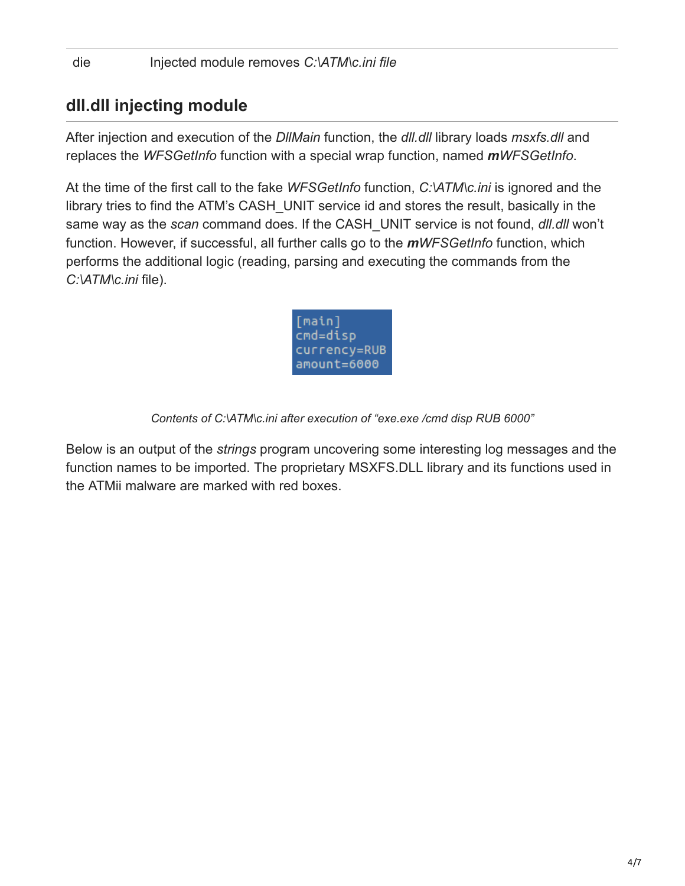| die | Injected module removes *C:\ATM\c.ini file* |
|---|---|

## dll.dll injecting module

After injection and execution of the *DllMain* function, the *dll.dll* library loads *msxfs.dll* and replaces the *WFSGetInfo* function with a special wrap function, named ***m**WFSGetInfo*.

At the time of the first call to the fake *WFSGetInfo* function, *C:\ATM\c.ini* is ignored and the library tries to find the ATM's CASH_UNIT service id and stores the result, basically in the same way as the *scan* command does. If the CASH_UNIT service is not found, *dll.dll* won't function. However, if successful, all further calls go to the ***m**WFSGetInfo* function, which performs the additional logic (reading, parsing and executing the commands from the *C:\ATM\c.ini* file).

```
[main]
cmd=disp
currency=RUB
amount=6000
```

*Contents of C:\ATM\c.ini after execution of "exe.exe /cmd disp RUB 6000"*

Below is an output of the *strings* program uncovering some interesting log messages and the function names to be imported. The proprietary MSXFS.DLL library and its functions used in the ATMii malware are marked with red boxes.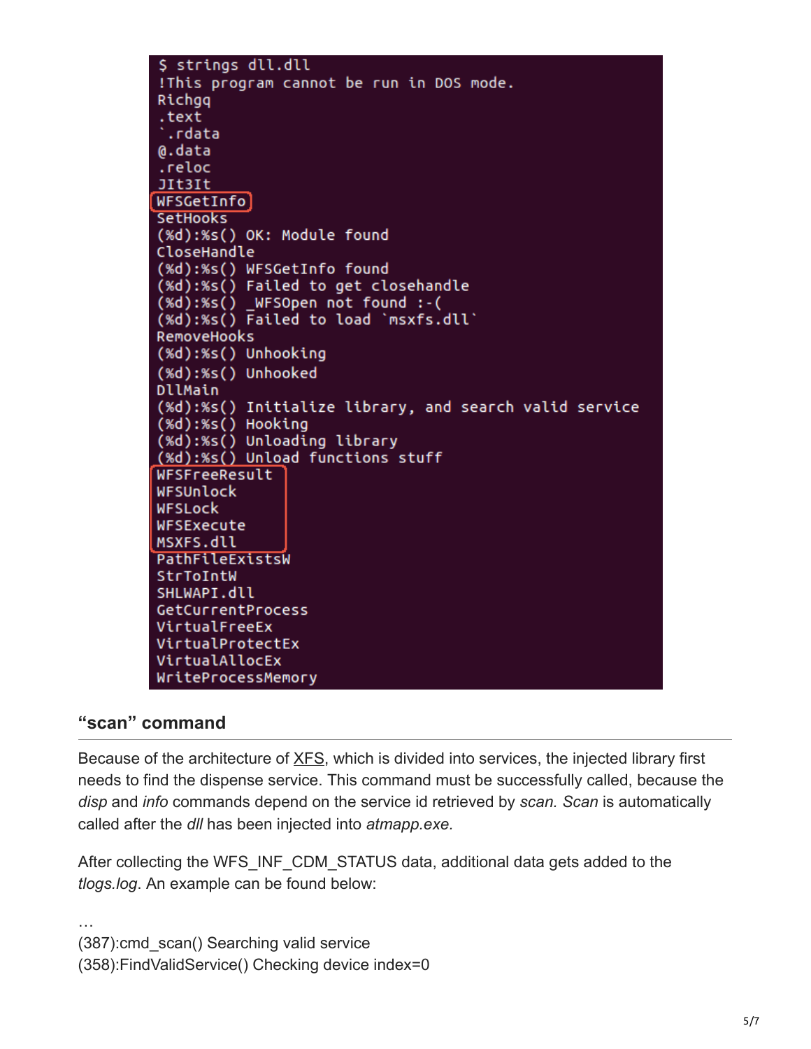```
$ strings dll.dll
!This program cannot be run in DOS mode.
Richgq
.text
`.rdata
@.data
.reloc
JIt3It
WFSGetInfo
SetHooks
(%d):%s() OK: Module found
CloseHandle
(%d):%s() WFSGetInfo found
(%d):%s() Failed to get closehandle
(%d):%s() _WFSOpen not found :-(
(%d):%s() Failed to load `msxfs.dll`
RemoveHooks
(%d):%s() Unhooking
(%d):%s() Unhooked
DllMain
(%d):%s() Initialize library, and search valid service
(%d):%s() Hooking
(%d):%s() Unloading library
(%d):%s() Unload functions stuff
WFSFreeResult
WFSUnlock
WFSLock
WFSExecute
MSXFS.dll
PathFileExistsW
StrToIntW
SHLWAPI.dll
GetCurrentProcess
VirtualFreeEx
VirtualProtectEx
VirtualAllocEx
WriteProcessMemory
```

## "scan" command

Because of the architecture of XFS, which is divided into services, the injected library first needs to find the dispense service. This command must be successfully called, because the *disp* and *info* commands depend on the service id retrieved by *scan. Scan* is automatically called after the *dll* has been injected into *atmapp.exe.*

After collecting the WFS_INF_CDM_STATUS data, additional data gets added to the *tlogs.log*. An example can be found below:

```
…
(387):cmd_scan() Searching valid service
(358):FindValidService() Checking device index=0
```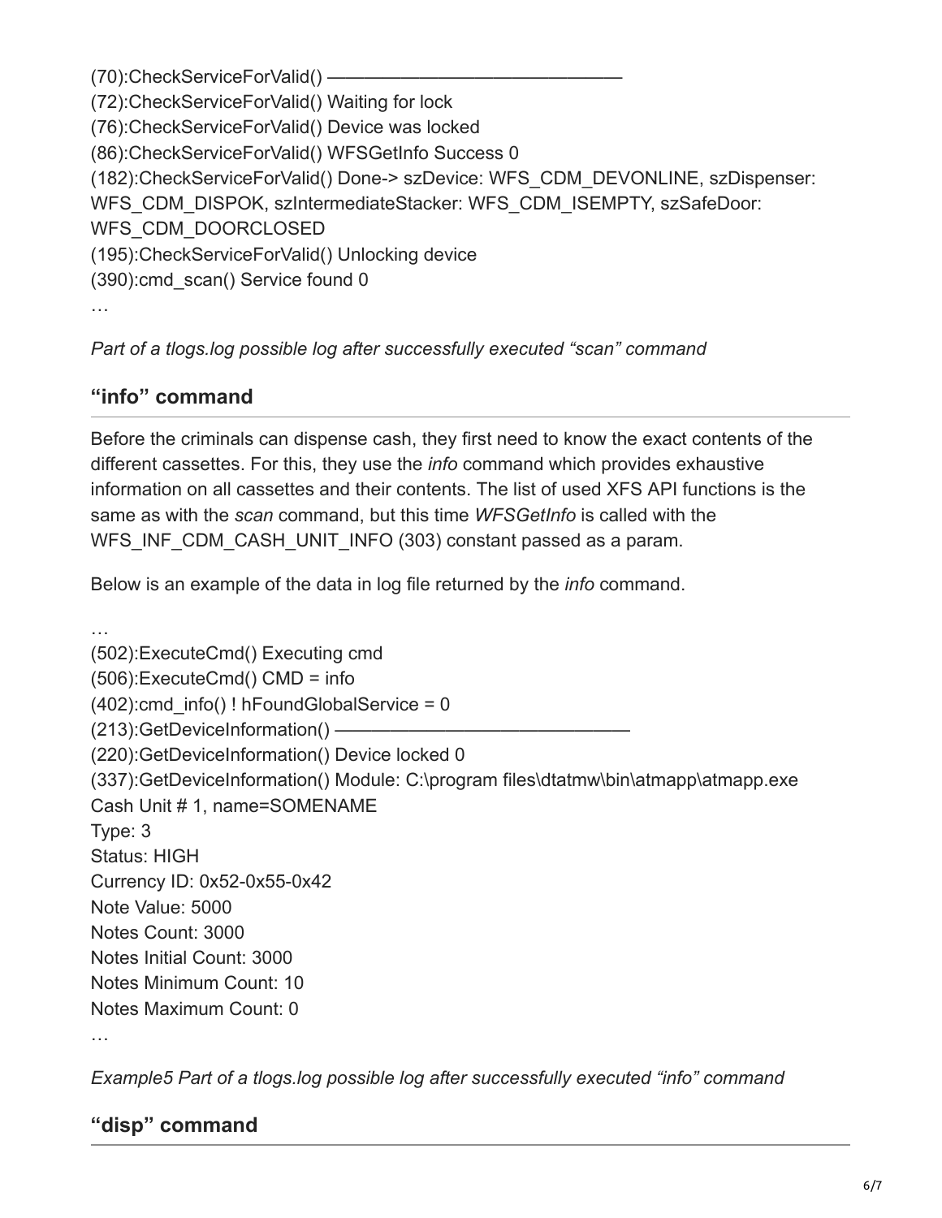(70):CheckServiceForValid() ——————————————

(72):CheckServiceForValid() Waiting for lock

(76):CheckServiceForValid() Device was locked

(86):CheckServiceForValid() WFSGetInfo Success 0

(182):CheckServiceForValid() Done-> szDevice: WFS_CDM_DEVONLINE, szDispenser: WFS_CDM_DISPOK, szIntermediateStacker: WFS_CDM_ISEMPTY, szSafeDoor: WFS_CDM_DOORCLOSED

(195):CheckServiceForValid() Unlocking device

(390):cmd_scan() Service found 0

…

*Part of a tlogs.log possible log after successfully executed "scan" command*

### "info" command

Before the criminals can dispense cash, they first need to know the exact contents of the different cassettes. For this, they use the *info* command which provides exhaustive information on all cassettes and their contents. The list of used XFS API functions is the same as with the *scan* command, but this time *WFSGetInfo* is called with the WFS_INF_CDM_CASH_UNIT_INFO (303) constant passed as a param.

Below is an example of the data in log file returned by the *info* command.

…

(502):ExecuteCmd() Executing cmd

(506):ExecuteCmd() CMD = info

(402):cmd_info() ! hFoundGlobalService = 0

(213):GetDeviceInformation() ——————————————

(220):GetDeviceInformation() Device locked 0

(337):GetDeviceInformation() Module: C:\program files\dtatmw\bin\atmapp\atmapp.exe

Cash Unit # 1, name=SOMENAME

Type: 3

Status: HIGH

Currency ID: 0x52-0x55-0x42

Note Value: 5000

Notes Count: 3000

Notes Initial Count: 3000

Notes Minimum Count: 10

Notes Maximum Count: 0

…

*Example5 Part of a tlogs.log possible log after successfully executed "info" command*

### "disp" command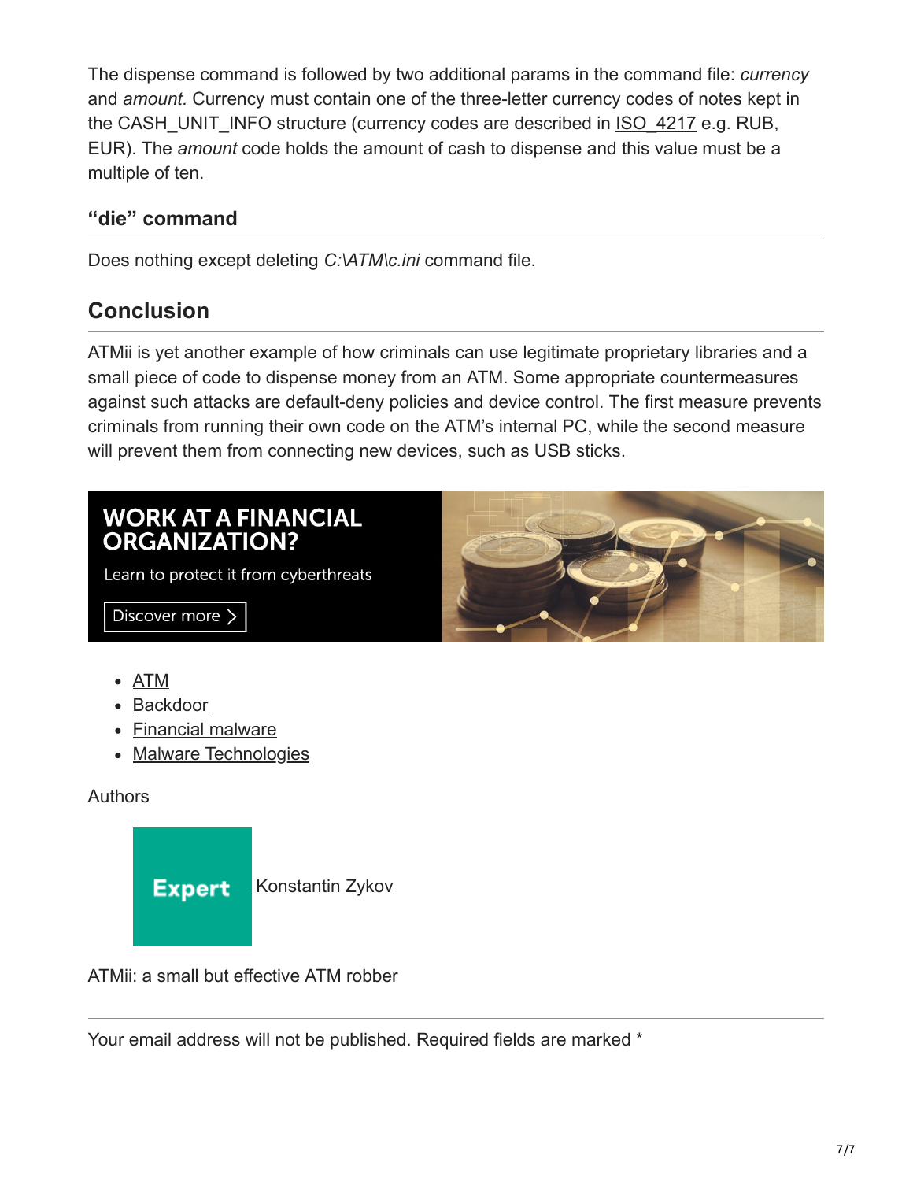The dispense command is followed by two additional params in the command file: *currency* and *amount.* Currency must contain one of the three-letter currency codes of notes kept in the CASH_UNIT_INFO structure (currency codes are described in ISO_4217 e.g. RUB, EUR). The *amount* code holds the amount of cash to dispense and this value must be a multiple of ten.

### “die” command

Does nothing except deleting *C:\ATM\c.ini* command file.

## Conclusion

ATMii is yet another example of how criminals can use legitimate proprietary libraries and a small piece of code to dispense money from an ATM. Some appropriate countermeasures against such attacks are default-deny policies and device control. The first measure prevents criminals from running their own code on the ATM’s internal PC, while the second measure will prevent them from connecting new devices, such as USB sticks.

**WORK AT A FINANCIAL ORGANIZATION?**

Learn to protect it from cyberthreats

Discover more >

- ATM
- Backdoor
- Financial malware
- Malware Technologies

Authors

Expert Konstantin Zykov

ATMii: a small but effective ATM robber

Your email address will not be published. Required fields are marked *